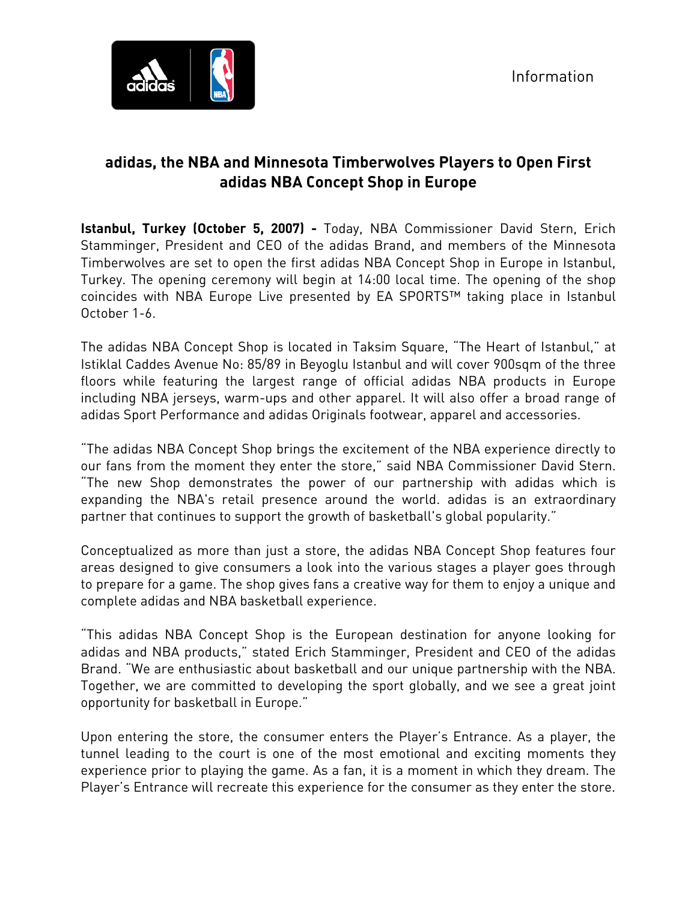Information

# adidas, the NBA and Minnesota Timberwolves Players to Open First adidas NBA Concept Shop in Europe

**Istanbul, Turkey (October 5, 2007) -** Today, NBA Commissioner David Stern, Erich Stamminger, President and CEO of the adidas Brand, and members of the Minnesota Timberwolves are set to open the first adidas NBA Concept Shop in Europe in Istanbul, Turkey. The opening ceremony will begin at 14:00 local time. The opening of the shop coincides with NBA Europe Live presented by EA SPORTS™ taking place in Istanbul October 1-6.

The adidas NBA Concept Shop is located in Taksim Square, "The Heart of Istanbul," at Istiklal Caddes Avenue No: 85/89 in Beyoglu Istanbul and will cover 900sqm of the three floors while featuring the largest range of official adidas NBA products in Europe including NBA jerseys, warm-ups and other apparel. It will also offer a broad range of adidas Sport Performance and adidas Originals footwear, apparel and accessories.

"The adidas NBA Concept Shop brings the excitement of the NBA experience directly to our fans from the moment they enter the store," said NBA Commissioner David Stern. "The new Shop demonstrates the power of our partnership with adidas which is expanding the NBA's retail presence around the world. adidas is an extraordinary partner that continues to support the growth of basketball's global popularity."

Conceptualized as more than just a store, the adidas NBA Concept Shop features four areas designed to give consumers a look into the various stages a player goes through to prepare for a game. The shop gives fans a creative way for them to enjoy a unique and complete adidas and NBA basketball experience.

"This adidas NBA Concept Shop is the European destination for anyone looking for adidas and NBA products," stated Erich Stamminger, President and CEO of the adidas Brand. "We are enthusiastic about basketball and our unique partnership with the NBA. Together, we are committed to developing the sport globally, and we see a great joint opportunity for basketball in Europe."

Upon entering the store, the consumer enters the Player's Entrance. As a player, the tunnel leading to the court is one of the most emotional and exciting moments they experience prior to playing the game. As a fan, it is a moment in which they dream. The Player's Entrance will recreate this experience for the consumer as they enter the store.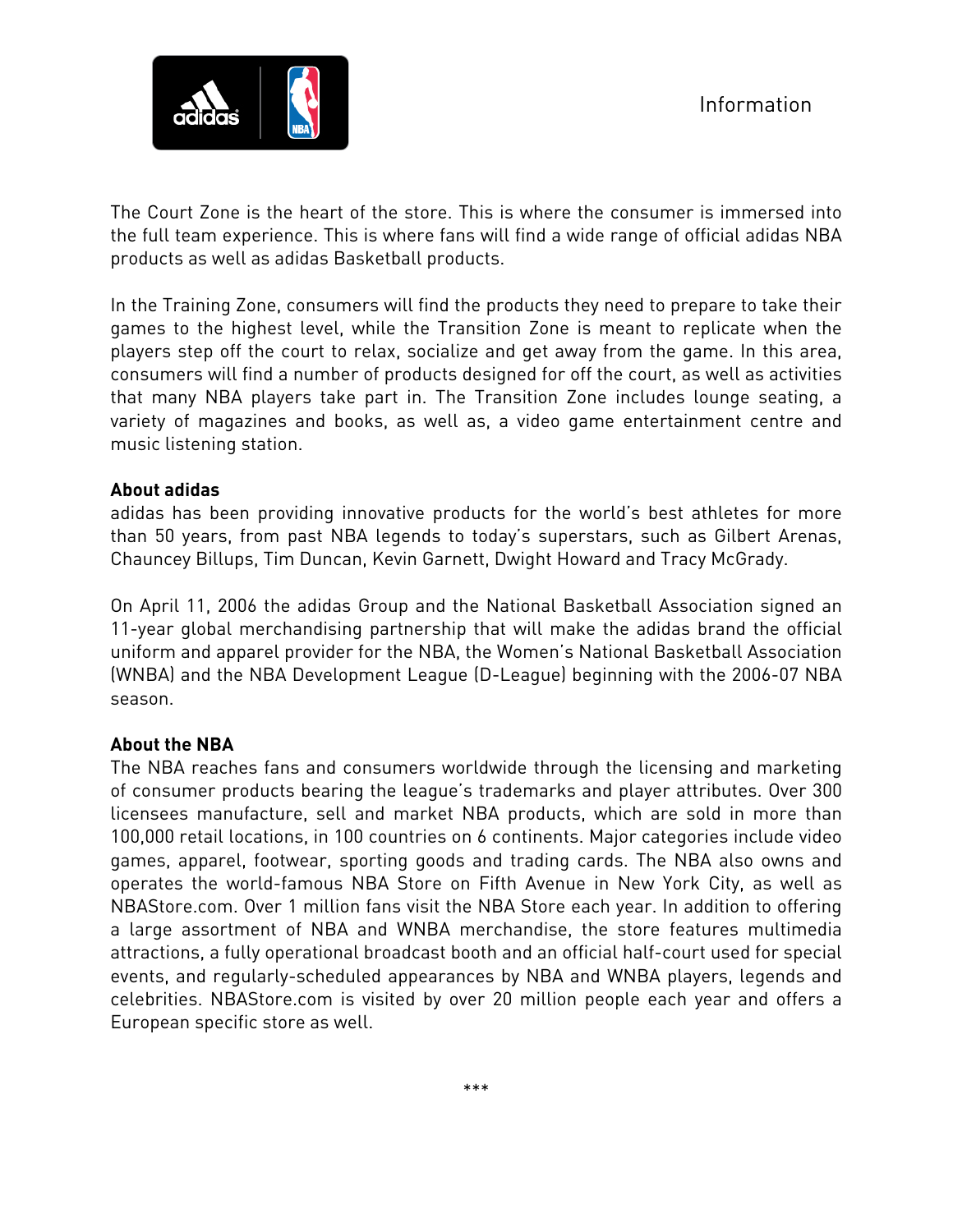The Court Zone is the heart of the store. This is where the consumer is immersed into the full team experience. This is where fans will find a wide range of official adidas NBA products as well as adidas Basketball products.

In the Training Zone, consumers will find the products they need to prepare to take their games to the highest level, while the Transition Zone is meant to replicate when the players step off the court to relax, socialize and get away from the game. In this area, consumers will find a number of products designed for off the court, as well as activities that many NBA players take part in. The Transition Zone includes lounge seating, a variety of magazines and books, as well as, a video game entertainment centre and music listening station.

**About adidas**

adidas has been providing innovative products for the world's best athletes for more than 50 years, from past NBA legends to today's superstars, such as Gilbert Arenas, Chauncey Billups, Tim Duncan, Kevin Garnett, Dwight Howard and Tracy McGrady.

On April 11, 2006 the adidas Group and the National Basketball Association signed an 11-year global merchandising partnership that will make the adidas brand the official uniform and apparel provider for the NBA, the Women's National Basketball Association (WNBA) and the NBA Development League (D-League) beginning with the 2006-07 NBA season.

**About the NBA**

The NBA reaches fans and consumers worldwide through the licensing and marketing of consumer products bearing the league's trademarks and player attributes. Over 300 licensees manufacture, sell and market NBA products, which are sold in more than 100,000 retail locations, in 100 countries on 6 continents. Major categories include video games, apparel, footwear, sporting goods and trading cards. The NBA also owns and operates the world-famous NBA Store on Fifth Avenue in New York City, as well as NBAStore.com. Over 1 million fans visit the NBA Store each year. In addition to offering a large assortment of NBA and WNBA merchandise, the store features multimedia attractions, a fully operational broadcast booth and an official half-court used for special events, and regularly-scheduled appearances by NBA and WNBA players, legends and celebrities. NBAStore.com is visited by over 20 million people each year and offers a European specific store as well.

***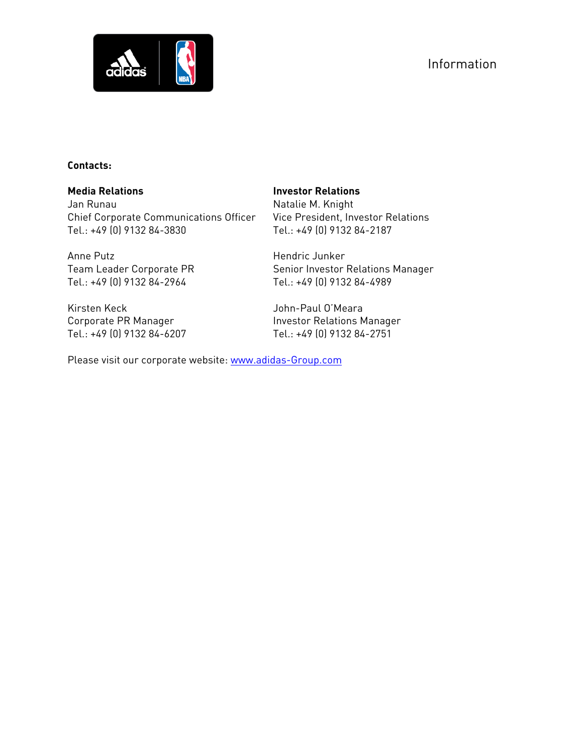Information

**Contacts:**

**Media Relations**
Jan Runau
Chief Corporate Communications Officer
Tel.: +49 (0) 9132 84-3830

Anne Putz
Team Leader Corporate PR
Tel.: +49 (0) 9132 84-2964

Kirsten Keck
Corporate PR Manager
Tel.: +49 (0) 9132 84-6207

**Investor Relations**
Natalie M. Knight
Vice President, Investor Relations
Tel.: +49 (0) 9132 84-2187

Hendric Junker
Senior Investor Relations Manager
Tel.: +49 (0) 9132 84-4989

John-Paul O'Meara
Investor Relations Manager
Tel.: +49 (0) 9132 84-2751

Please visit our corporate website: www.adidas-Group.com